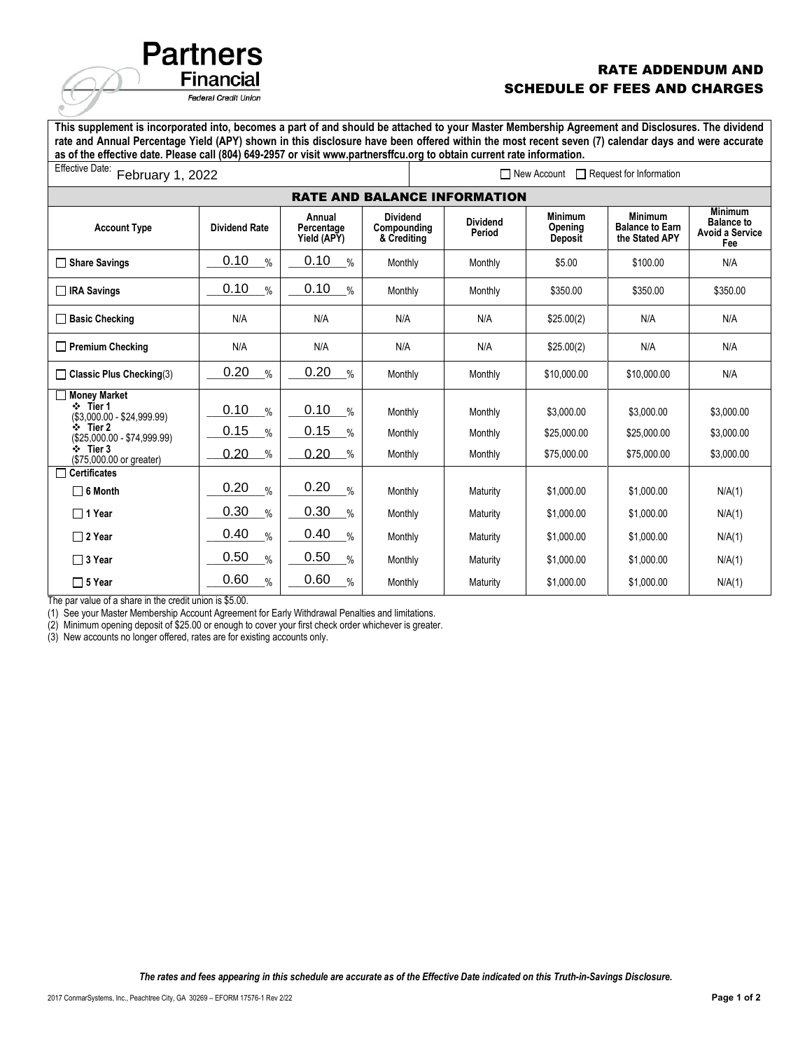# Partners Financial Federal Credit Union

## RATE ADDENDUM AND SCHEDULE OF FEES AND CHARGES

**This supplement is incorporated into, becomes a part of and should be attached to your Master Membership Agreement and Disclosures. The dividend rate and Annual Percentage Yield (APY) shown in this disclosure have been offered within the most recent seven (7) calendar days and were accurate as of the effective date. Please call (804) 649-2957 or visit www.partnersffcu.org to obtain current rate information.**

Effective Date: February 1, 2022

☐ New Account ☐ Request for Information

### RATE AND BALANCE INFORMATION

| Account Type | Dividend Rate | Annual Percentage Yield (APY) | Dividend Compounding & Crediting | Dividend Period | Minimum Opening Deposit | Minimum Balance to Earn the Stated APY | Minimum Balance to Avoid a Service Fee |
|---|---|---|---|---|---|---|---|
| ☐ **Share Savings** | 0.10 % | 0.10 % | Monthly | Monthly | $5.00 | $100.00 | N/A |
| ☐ **IRA Savings** | 0.10 % | 0.10 % | Monthly | Monthly | $350.00 | $350.00 | $350.00 |
| ☐ **Basic Checking** | N/A | N/A | N/A | N/A | $25.00(2) | N/A | N/A |
| ☐ **Premium Checking** | N/A | N/A | N/A | N/A | $25.00(2) | N/A | N/A |
| ☐ **Classic Plus Checking**(3) | 0.20 % | 0.20 % | Monthly | Monthly | $10,000.00 | $10,000.00 | N/A |
| ☐ **Money Market** | | | | | | | |
| ❖ **Tier 1** ($3,000.00 - $24,999.99) | 0.10 % | 0.10 % | Monthly | Monthly | $3,000.00 | $3,000.00 | $3,000.00 |
| ❖ **Tier 2** ($25,000.00 - $74,999.99) | 0.15 % | 0.15 % | Monthly | Monthly | $25,000.00 | $25,000.00 | $3,000.00 |
| ❖ **Tier 3** ($75,000.00 or greater) | 0.20 % | 0.20 % | Monthly | Monthly | $75,000.00 | $75,000.00 | $3,000.00 |
| ☐ **Certificates** | | | | | | | |
| ☐ **6 Month** | 0.20 % | 0.20 % | Monthly | Maturity | $1,000.00 | $1,000.00 | N/A(1) |
| ☐ **1 Year** | 0.30 % | 0.30 % | Monthly | Maturity | $1,000.00 | $1,000.00 | N/A(1) |
| ☐ **2 Year** | 0.40 % | 0.40 % | Monthly | Maturity | $1,000.00 | $1,000.00 | N/A(1) |
| ☐ **3 Year** | 0.50 % | 0.50 % | Monthly | Maturity | $1,000.00 | $1,000.00 | N/A(1) |
| ☐ **5 Year** | 0.60 % | 0.60 % | Monthly | Maturity | $1,000.00 | $1,000.00 | N/A(1) |

The par value of a share in the credit union is $5.00.

(1) See your Master Membership Account Agreement for Early Withdrawal Penalties and limitations.

(2) Minimum opening deposit of $25.00 or enough to cover your first check order whichever is greater.

(3) New accounts no longer offered, rates are for existing accounts only.

*The rates and fees appearing in this schedule are accurate as of the Effective Date indicated on this Truth-in-Savings Disclosure.*

2017 ConmarSystems, Inc., Peachtree City, GA 30269 – EFORM 17576-1 Rev 2/22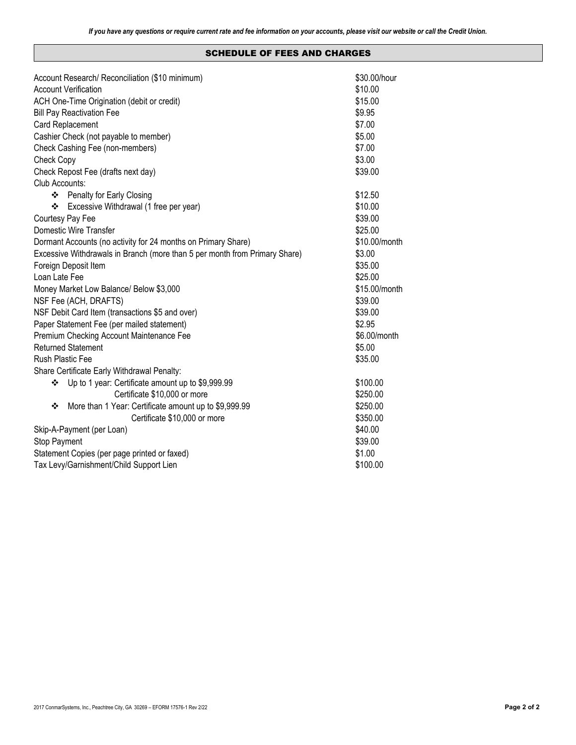*If you have any questions or require current rate and fee information on your accounts, please visit our website or call the Credit Union.*

## SCHEDULE OF FEES AND CHARGES

| | |
|---|---|
| Account Research/ Reconciliation ($10 minimum) | $30.00/hour |
| Account Verification | $10.00 |
| ACH One-Time Origination (debit or credit) | $15.00 |
| Bill Pay Reactivation Fee | $9.95 |
| Card Replacement | $7.00 |
| Cashier Check (not payable to member) | $5.00 |
| Check Cashing Fee (non-members) | $7.00 |
| Check Copy | $3.00 |
| Check Repost Fee (drafts next day) | $39.00 |
| Club Accounts: | |
| ❖ Penalty for Early Closing | $12.50 |
| ❖ Excessive Withdrawal (1 free per year) | $10.00 |
| Courtesy Pay Fee | $39.00 |
| Domestic Wire Transfer | $25.00 |
| Dormant Accounts (no activity for 24 months on Primary Share) | $10.00/month |
| Excessive Withdrawals in Branch (more than 5 per month from Primary Share) | $3.00 |
| Foreign Deposit Item | $35.00 |
| Loan Late Fee | $25.00 |
| Money Market Low Balance/ Below $3,000 | $15.00/month |
| NSF Fee (ACH, DRAFTS) | $39.00 |
| NSF Debit Card Item (transactions $5 and over) | $39.00 |
| Paper Statement Fee (per mailed statement) | $2.95 |
| Premium Checking Account Maintenance Fee | $6.00/month |
| Returned Statement | $5.00 |
| Rush Plastic Fee | $35.00 |
| Share Certificate Early Withdrawal Penalty: | |
| ❖ Up to 1 year: Certificate amount up to $9,999.99 | $100.00 |
| Certificate $10,000 or more | $250.00 |
| ❖ More than 1 Year: Certificate amount up to $9,999.99 | $250.00 |
| Certificate $10,000 or more | $350.00 |
| Skip-A-Payment (per Loan) | $40.00 |
| Stop Payment | $39.00 |
| Statement Copies (per page printed or faxed) | $1.00 |
| Tax Levy/Garnishment/Child Support Lien | $100.00 |

2017 ConmarSystems, Inc., Peachtree City, GA 30269 – EFORM 17576-1 Rev 2/22